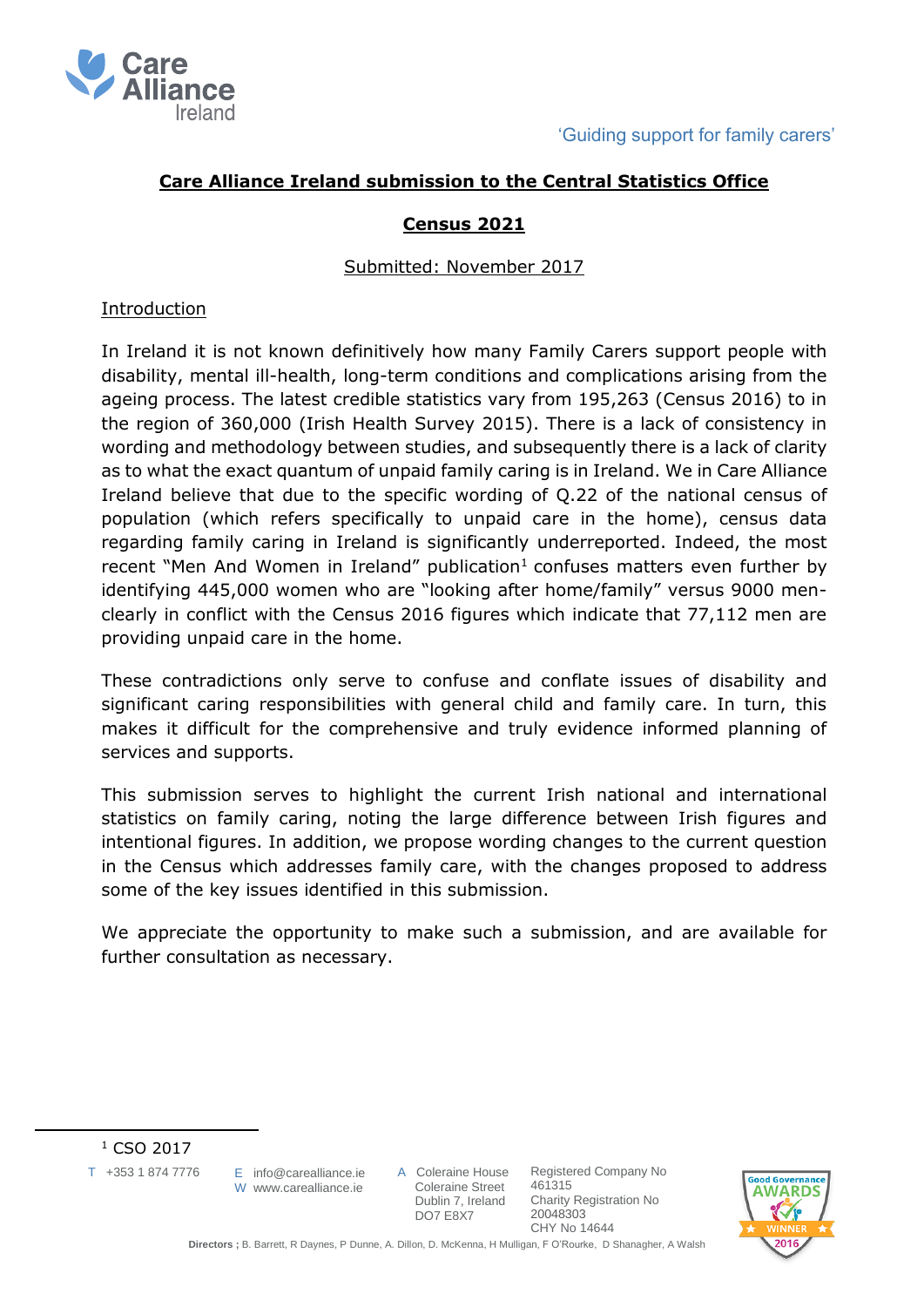Care Alliance Ireland

'Guiding support for family carers'

## Care Alliance Ireland submission to the Central Statistics Office

## Census 2021

Submitted: November 2017

### Introduction

In Ireland it is not known definitively how many Family Carers support people with disability, mental ill-health, long-term conditions and complications arising from the ageing process. The latest credible statistics vary from 195,263 (Census 2016) to in the region of 360,000 (Irish Health Survey 2015). There is a lack of consistency in wording and methodology between studies, and subsequently there is a lack of clarity as to what the exact quantum of unpaid family caring is in Ireland. We in Care Alliance Ireland believe that due to the specific wording of Q.22 of the national census of population (which refers specifically to unpaid care in the home), census data regarding family caring in Ireland is significantly underreported. Indeed, the most recent "Men And Women in Ireland" publication[1] confuses matters even further by identifying 445,000 women who are "looking after home/family" versus 9000 men- clearly in conflict with the Census 2016 figures which indicate that 77,112 men are providing unpaid care in the home.

These contradictions only serve to confuse and conflate issues of disability and significant caring responsibilities with general child and family care. In turn, this makes it difficult for the comprehensive and truly evidence informed planning of services and supports.

This submission serves to highlight the current Irish national and international statistics on family caring, noting the large difference between Irish figures and intentional figures. In addition, we propose wording changes to the current question in the Census which addresses family care, with the changes proposed to address some of the key issues identified in this submission.

We appreciate the opportunity to make such a submission, and are available for further consultation as necessary.

[1] CSO 2017

T +353 1 874 7776 E info@carealliance.ie W www.carealliance.ie A Coleraine House Coleraine Street Dublin 7, Ireland DO7 E8X7 Registered Company No 461315 Charity Registration No 20048303 CHY No 14644

Directors ; B. Barrett, R Daynes, P Dunne, A. Dillon, D. McKenna, H Mulligan, F O'Rourke, D Shanagher, A Walsh

Good Governance AWARDS WINNER 2016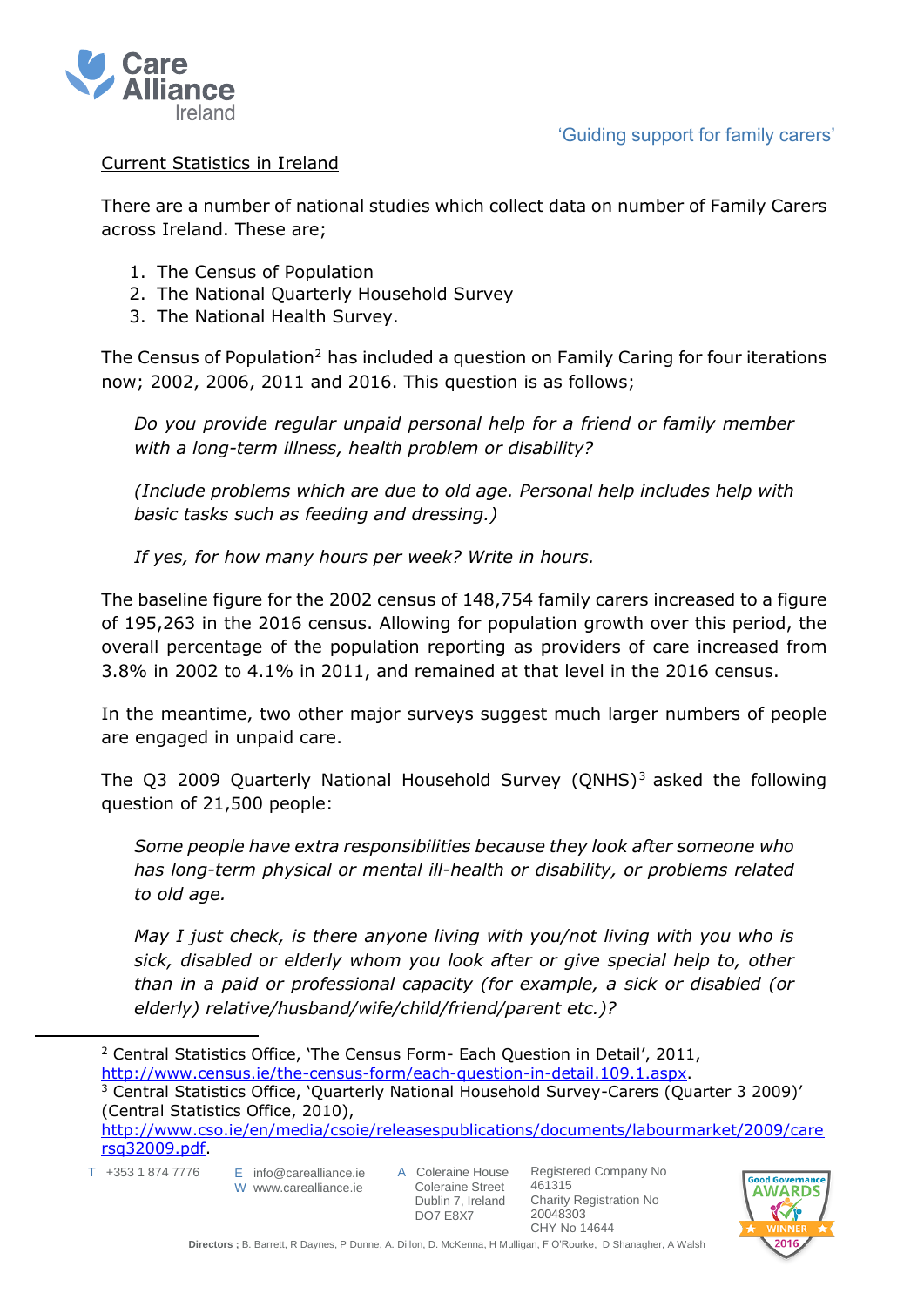Current Statistics in Ireland

There are a number of national studies which collect data on number of Family Carers across Ireland. These are;

1. The Census of Population
2. The National Quarterly Household Survey
3. The National Health Survey.

The Census of Population[2] has included a question on Family Caring for four iterations now; 2002, 2006, 2011 and 2016. This question is as follows;

*Do you provide regular unpaid personal help for a friend or family member with a long-term illness, health problem or disability?*

*(Include problems which are due to old age. Personal help includes help with basic tasks such as feeding and dressing.)*

*If yes, for how many hours per week? Write in hours.*

The baseline figure for the 2002 census of 148,754 family carers increased to a figure of 195,263 in the 2016 census. Allowing for population growth over this period, the overall percentage of the population reporting as providers of care increased from 3.8% in 2002 to 4.1% in 2011, and remained at that level in the 2016 census.

In the meantime, two other major surveys suggest much larger numbers of people are engaged in unpaid care.

The Q3 2009 Quarterly National Household Survey (QNHS)[3] asked the following question of 21,500 people:

*Some people have extra responsibilities because they look after someone who has long-term physical or mental ill-health or disability, or problems related to old age.*

*May I just check, is there anyone living with you/not living with you who is sick, disabled or elderly whom you look after or give special help to, other than in a paid or professional capacity (for example, a sick or disabled (or elderly) relative/husband/wife/child/friend/parent etc.)?*

---

[2] Central Statistics Office, 'The Census Form- Each Question in Detail', 2011, http://www.census.ie/the-census-form/each-question-in-detail.109.1.aspx.

[3] Central Statistics Office, 'Quarterly National Household Survey-Carers (Quarter 3 2009)' (Central Statistics Office, 2010), http://www.cso.ie/en/media/csoie/releasespublications/documents/labourmarket/2009/carersq32009.pdf.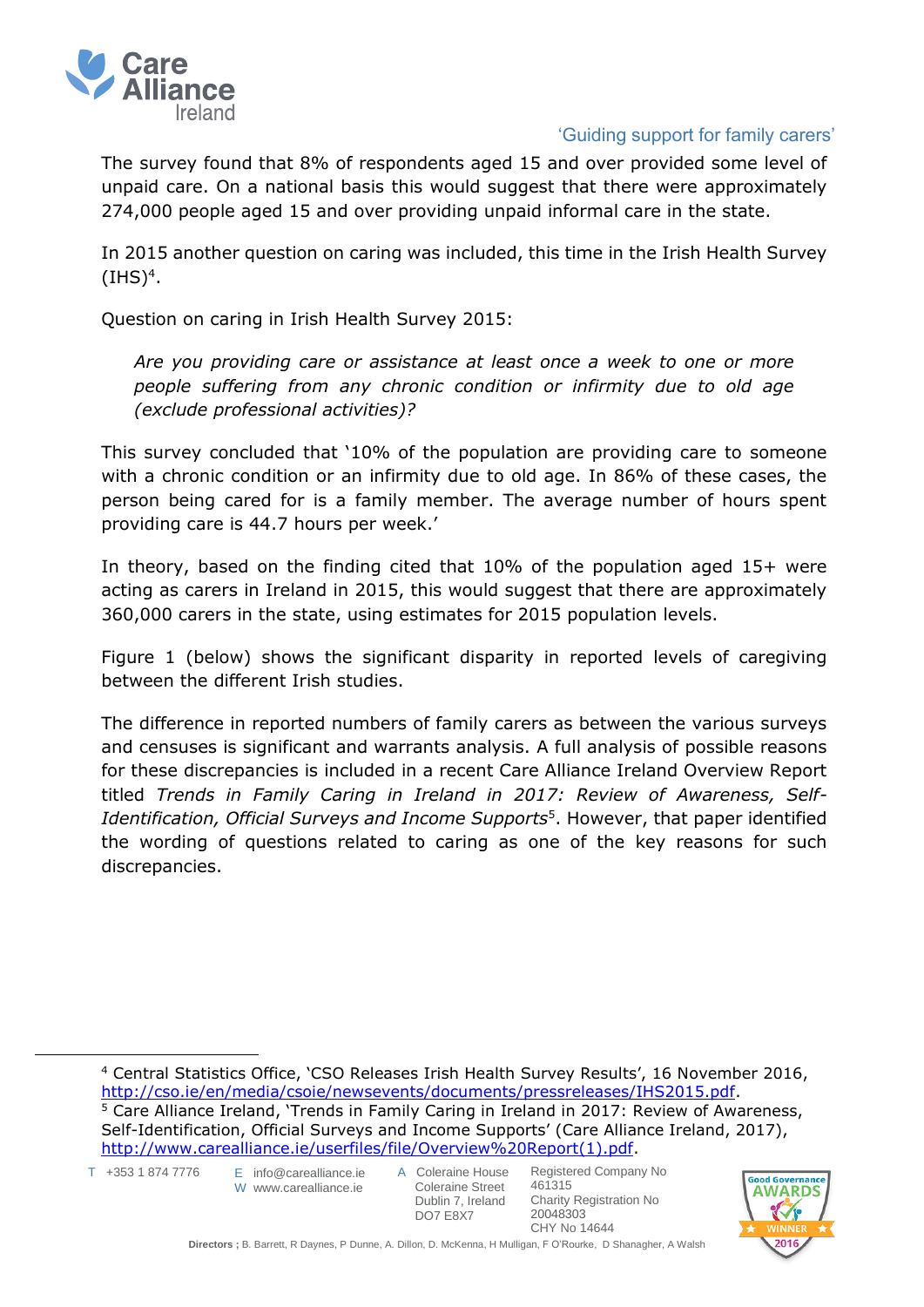The survey found that 8% of respondents aged 15 and over provided some level of unpaid care. On a national basis this would suggest that there were approximately 274,000 people aged 15 and over providing unpaid informal care in the state.

In 2015 another question on caring was included, this time in the Irish Health Survey (IHS)[4].

Question on caring in Irish Health Survey 2015:

> *Are you providing care or assistance at least once a week to one or more people suffering from any chronic condition or infirmity due to old age (exclude professional activities)?*

This survey concluded that '10% of the population are providing care to someone with a chronic condition or an infirmity due to old age. In 86% of these cases, the person being cared for is a family member. The average number of hours spent providing care is 44.7 hours per week.'

In theory, based on the finding cited that 10% of the population aged 15+ were acting as carers in Ireland in 2015, this would suggest that there are approximately 360,000 carers in the state, using estimates for 2015 population levels.

Figure 1 (below) shows the significant disparity in reported levels of caregiving between the different Irish studies.

The difference in reported numbers of family carers as between the various surveys and censuses is significant and warrants analysis. A full analysis of possible reasons for these discrepancies is included in a recent Care Alliance Ireland Overview Report titled *Trends in Family Caring in Ireland in 2017: Review of Awareness, Self-Identification, Official Surveys and Income Supports*[5]. However, that paper identified the wording of questions related to caring as one of the key reasons for such discrepancies.

---

[4] Central Statistics Office, 'CSO Releases Irish Health Survey Results', 16 November 2016, http://cso.ie/en/media/csoie/newsevents/documents/pressreleases/IHS2015.pdf.

[5] Care Alliance Ireland, 'Trends in Family Caring in Ireland in 2017: Review of Awareness, Self-Identification, Official Surveys and Income Supports' (Care Alliance Ireland, 2017), http://www.carealliance.ie/userfiles/file/Overview%20Report(1).pdf.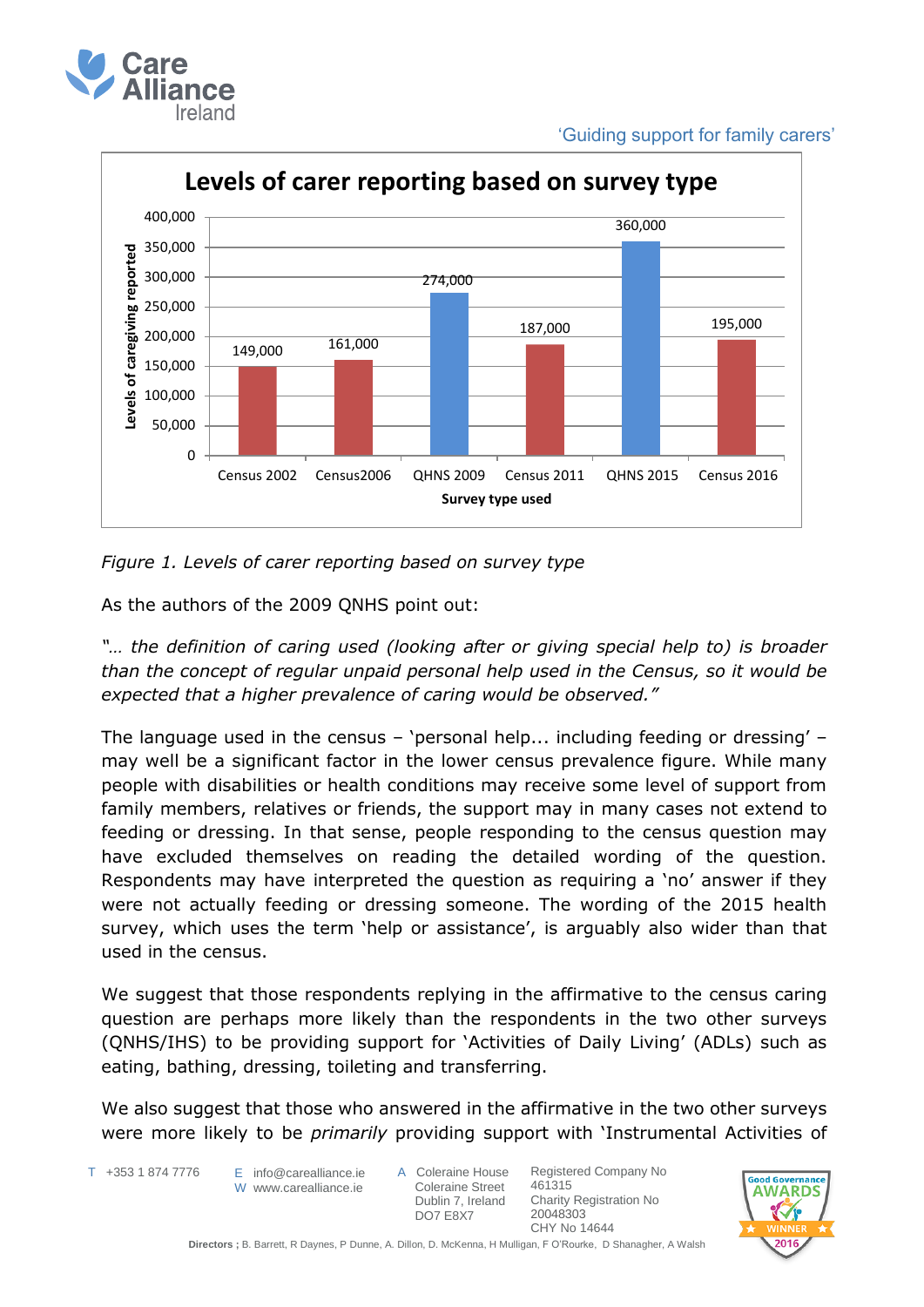Levels of carer reporting based on survey type

Levels of caregiving reported

400,000
350,000
300,000
250,000
200,000
150,000
100,000
50,000
0

149,000
161,000
274,000
187,000
360,000
195,000

Census 2002
Census2006
QHNS 2009
Census 2011
QHNS 2015
Census 2016

Survey type used

*Figure 1. Levels of carer reporting based on survey type*

As the authors of the 2009 QNHS point out:

*"… the definition of caring used (looking after or giving special help to) is broader than the concept of regular unpaid personal help used in the Census, so it would be expected that a higher prevalence of caring would be observed."*

The language used in the census – 'personal help... including feeding or dressing' – may well be a significant factor in the lower census prevalence figure. While many people with disabilities or health conditions may receive some level of support from family members, relatives or friends, the support may in many cases not extend to feeding or dressing. In that sense, people responding to the census question may have excluded themselves on reading the detailed wording of the question. Respondents may have interpreted the question as requiring a 'no' answer if they were not actually feeding or dressing someone. The wording of the 2015 health survey, which uses the term 'help or assistance', is arguably also wider than that used in the census.

We suggest that those respondents replying in the affirmative to the census caring question are perhaps more likely than the respondents in the two other surveys (QNHS/IHS) to be providing support for 'Activities of Daily Living' (ADLs) such as eating, bathing, dressing, toileting and transferring.

We also suggest that those who answered in the affirmative in the two other surveys were more likely to be *primarily* providing support with 'Instrumental Activities of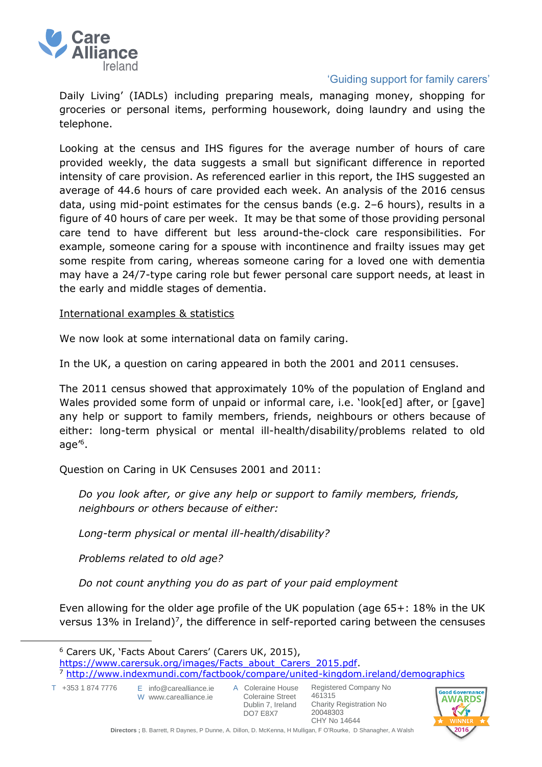Daily Living' (IADLs) including preparing meals, managing money, shopping for groceries or personal items, performing housework, doing laundry and using the telephone.

Looking at the census and IHS figures for the average number of hours of care provided weekly, the data suggests a small but significant difference in reported intensity of care provision. As referenced earlier in this report, the IHS suggested an average of 44.6 hours of care provided each week. An analysis of the 2016 census data, using mid-point estimates for the census bands (e.g. 2–6 hours), results in a figure of 40 hours of care per week. It may be that some of those providing personal care tend to have different but less around-the-clock care responsibilities. For example, someone caring for a spouse with incontinence and frailty issues may get some respite from caring, whereas someone caring for a loved one with dementia may have a 24/7-type caring role but fewer personal care support needs, at least in the early and middle stages of dementia.

## International examples & statistics

We now look at some international data on family caring.

In the UK, a question on caring appeared in both the 2001 and 2011 censuses.

The 2011 census showed that approximately 10% of the population of England and Wales provided some form of unpaid or informal care, i.e. 'look[ed] after, or [gave] any help or support to family members, friends, neighbours or others because of either: long-term physical or mental ill-health/disability/problems related to old age'[6].

Question on Caring in UK Censuses 2001 and 2011:

> *Do you look after, or give any help or support to family members, friends, neighbours or others because of either:*
>
> *Long-term physical or mental ill-health/disability?*
>
> *Problems related to old age?*
>
> *Do not count anything you do as part of your paid employment*

Even allowing for the older age profile of the UK population (age 65+: 18% in the UK versus 13% in Ireland)[7], the difference in self-reported caring between the censuses

---

[6] Carers UK, 'Facts About Carers' (Carers UK, 2015), https://www.carersuk.org/images/Facts_about_Carers_2015.pdf.

[7] http://www.indexmundi.com/factbook/compare/united-kingdom.ireland/demographics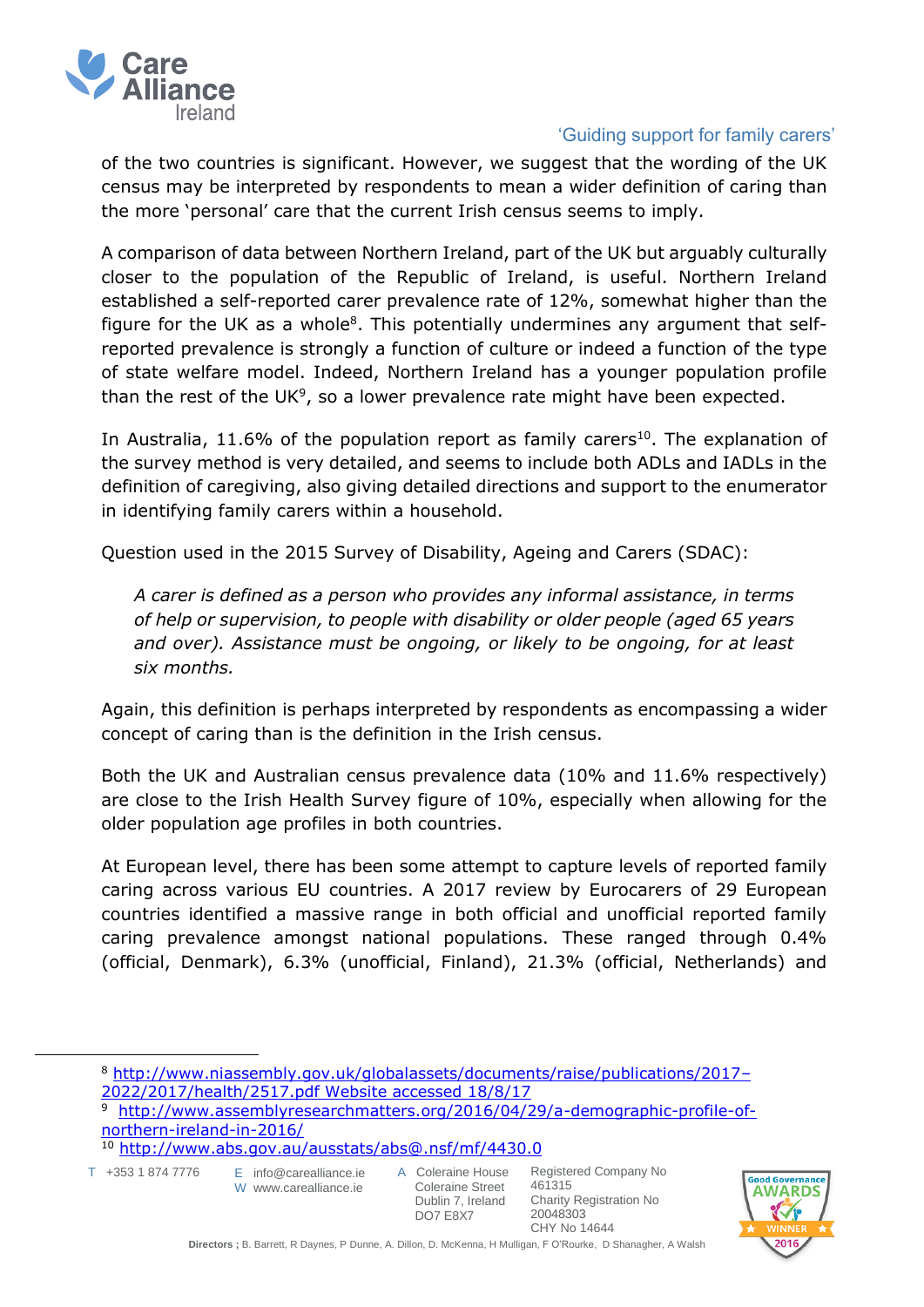of the two countries is significant. However, we suggest that the wording of the UK census may be interpreted by respondents to mean a wider definition of caring than the more 'personal' care that the current Irish census seems to imply.

A comparison of data between Northern Ireland, part of the UK but arguably culturally closer to the population of the Republic of Ireland, is useful. Northern Ireland established a self-reported carer prevalence rate of 12%, somewhat higher than the figure for the UK as a whole[8]. This potentially undermines any argument that self-reported prevalence is strongly a function of culture or indeed a function of the type of state welfare model. Indeed, Northern Ireland has a younger population profile than the rest of the UK[9], so a lower prevalence rate might have been expected.

In Australia, 11.6% of the population report as family carers[10]. The explanation of the survey method is very detailed, and seems to include both ADLs and IADLs in the definition of caregiving, also giving detailed directions and support to the enumerator in identifying family carers within a household.

Question used in the 2015 Survey of Disability, Ageing and Carers (SDAC):

> *A carer is defined as a person who provides any informal assistance, in terms of help or supervision, to people with disability or older people (aged 65 years and over). Assistance must be ongoing, or likely to be ongoing, for at least six months.*

Again, this definition is perhaps interpreted by respondents as encompassing a wider concept of caring than is the definition in the Irish census.

Both the UK and Australian census prevalence data (10% and 11.6% respectively) are close to the Irish Health Survey figure of 10%, especially when allowing for the older population age profiles in both countries.

At European level, there has been some attempt to capture levels of reported family caring across various EU countries. A 2017 review by Eurocarers of 29 European countries identified a massive range in both official and unofficial reported family caring prevalence amongst national populations. These ranged through 0.4% (official, Denmark), 6.3% (unofficial, Finland), 21.3% (official, Netherlands) and

[8] http://www.niassembly.gov.uk/globalassets/documents/raise/publications/2017–2022/2017/health/2517.pdf Website accessed 18/8/17

[9] http://www.assemblyresearchmatters.org/2016/04/29/a-demographic-profile-of-northern-ireland-in-2016/

[10] http://www.abs.gov.au/ausstats/abs@.nsf/mf/4430.0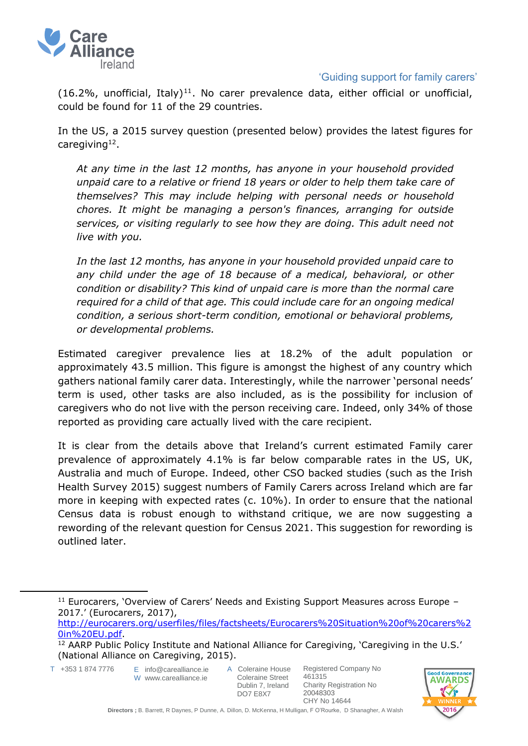(16.2%, unofficial, Italy)[11]. No carer prevalence data, either official or unofficial, could be found for 11 of the 29 countries.

In the US, a 2015 survey question (presented below) provides the latest figures for caregiving[12].

> *At any time in the last 12 months, has anyone in your household provided unpaid care to a relative or friend 18 years or older to help them take care of themselves? This may include helping with personal needs or household chores. It might be managing a person's finances, arranging for outside services, or visiting regularly to see how they are doing. This adult need not live with you.*
>
> *In the last 12 months, has anyone in your household provided unpaid care to any child under the age of 18 because of a medical, behavioral, or other condition or disability? This kind of unpaid care is more than the normal care required for a child of that age. This could include care for an ongoing medical condition, a serious short-term condition, emotional or behavioral problems, or developmental problems.*

Estimated caregiver prevalence lies at 18.2% of the adult population or approximately 43.5 million. This figure is amongst the highest of any country which gathers national family carer data. Interestingly, while the narrower 'personal needs' term is used, other tasks are also included, as is the possibility for inclusion of caregivers who do not live with the person receiving care. Indeed, only 34% of those reported as providing care actually lived with the care recipient.

It is clear from the details above that Ireland's current estimated Family carer prevalence of approximately 4.1% is far below comparable rates in the US, UK, Australia and much of Europe. Indeed, other CSO backed studies (such as the Irish Health Survey 2015) suggest numbers of Family Carers across Ireland which are far more in keeping with expected rates (c. 10%). In order to ensure that the national Census data is robust enough to withstand critique, we are now suggesting a rewording of the relevant question for Census 2021. This suggestion for rewording is outlined later.

---

[11] Eurocarers, 'Overview of Carers' Needs and Existing Support Measures across Europe – 2017.' (Eurocarers, 2017), http://eurocarers.org/userfiles/files/factsheets/Eurocarers%20Situation%20of%20carers%20in%20EU.pdf.

[12] AARP Public Policy Institute and National Alliance for Caregiving, 'Caregiving in the U.S.' (National Alliance on Caregiving, 2015).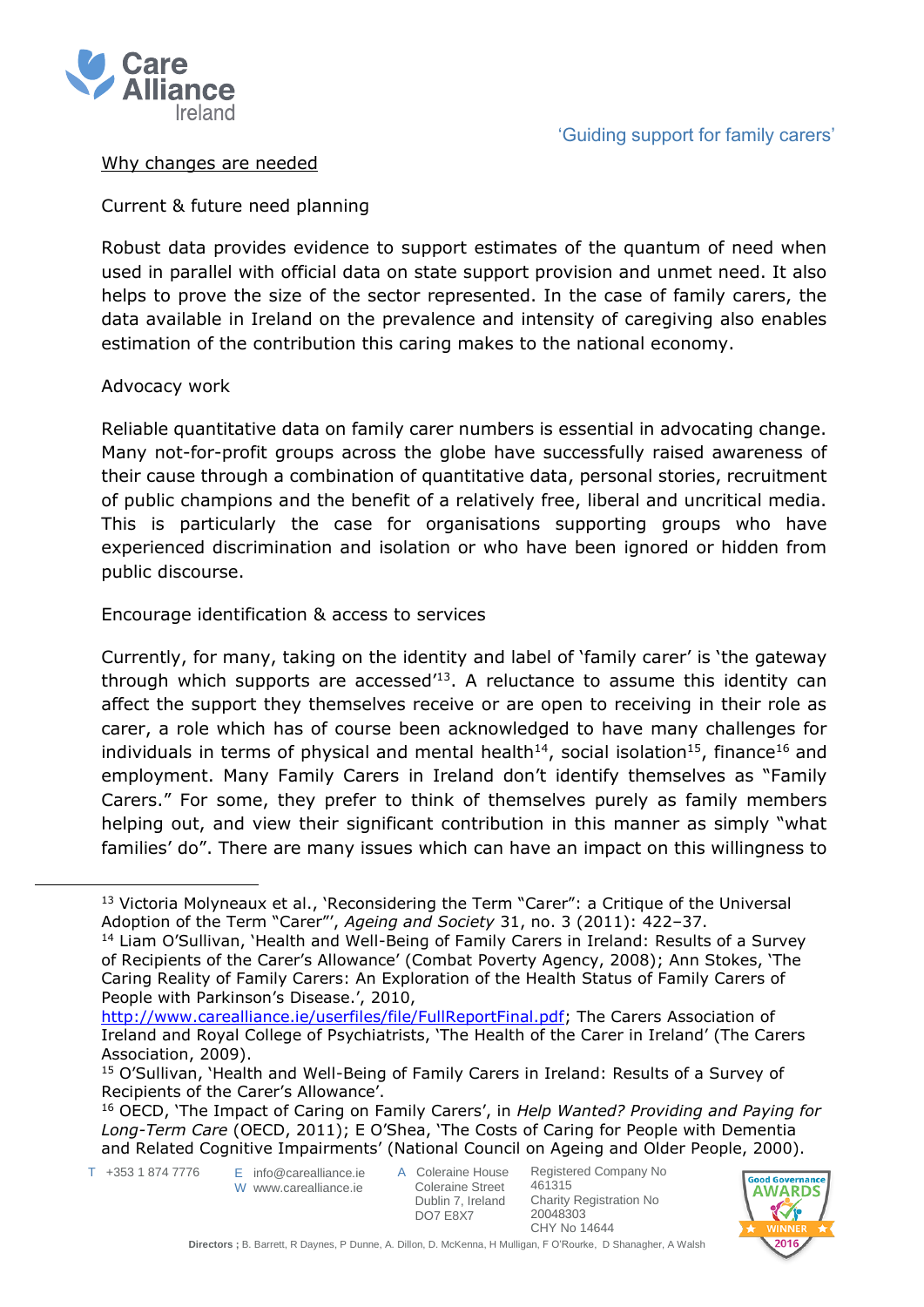Why changes are needed

Current & future need planning

Robust data provides evidence to support estimates of the quantum of need when used in parallel with official data on state support provision and unmet need. It also helps to prove the size of the sector represented. In the case of family carers, the data available in Ireland on the prevalence and intensity of caregiving also enables estimation of the contribution this caring makes to the national economy.

Advocacy work

Reliable quantitative data on family carer numbers is essential in advocating change. Many not-for-profit groups across the globe have successfully raised awareness of their cause through a combination of quantitative data, personal stories, recruitment of public champions and the benefit of a relatively free, liberal and uncritical media. This is particularly the case for organisations supporting groups who have experienced discrimination and isolation or who have been ignored or hidden from public discourse.

Encourage identification & access to services

Currently, for many, taking on the identity and label of 'family carer' is 'the gateway through which supports are accessed'[13]. A reluctance to assume this identity can affect the support they themselves receive or are open to receiving in their role as carer, a role which has of course been acknowledged to have many challenges for individuals in terms of physical and mental health[14], social isolation[15], finance[16] and employment. Many Family Carers in Ireland don't identify themselves as "Family Carers." For some, they prefer to think of themselves purely as family members helping out, and view their significant contribution in this manner as simply "what families' do". There are many issues which can have an impact on this willingness to

---

[13] Victoria Molyneaux et al., 'Reconsidering the Term "Carer": a Critique of the Universal Adoption of the Term "Carer"', *Ageing and Society* 31, no. 3 (2011): 422–37.

[14] Liam O'Sullivan, 'Health and Well-Being of Family Carers in Ireland: Results of a Survey of Recipients of the Carer's Allowance' (Combat Poverty Agency, 2008); Ann Stokes, 'The Caring Reality of Family Carers: An Exploration of the Health Status of Family Carers of People with Parkinson's Disease.', 2010, http://www.carealliance.ie/userfiles/file/FullReportFinal.pdf; The Carers Association of Ireland and Royal College of Psychiatrists, 'The Health of the Carer in Ireland' (The Carers Association, 2009).

[15] O'Sullivan, 'Health and Well-Being of Family Carers in Ireland: Results of a Survey of Recipients of the Carer's Allowance'.

[16] OECD, 'The Impact of Caring on Family Carers', in *Help Wanted? Providing and Paying for Long-Term Care* (OECD, 2011); E O'Shea, 'The Costs of Caring for People with Dementia and Related Cognitive Impairments' (National Council on Ageing and Older People, 2000).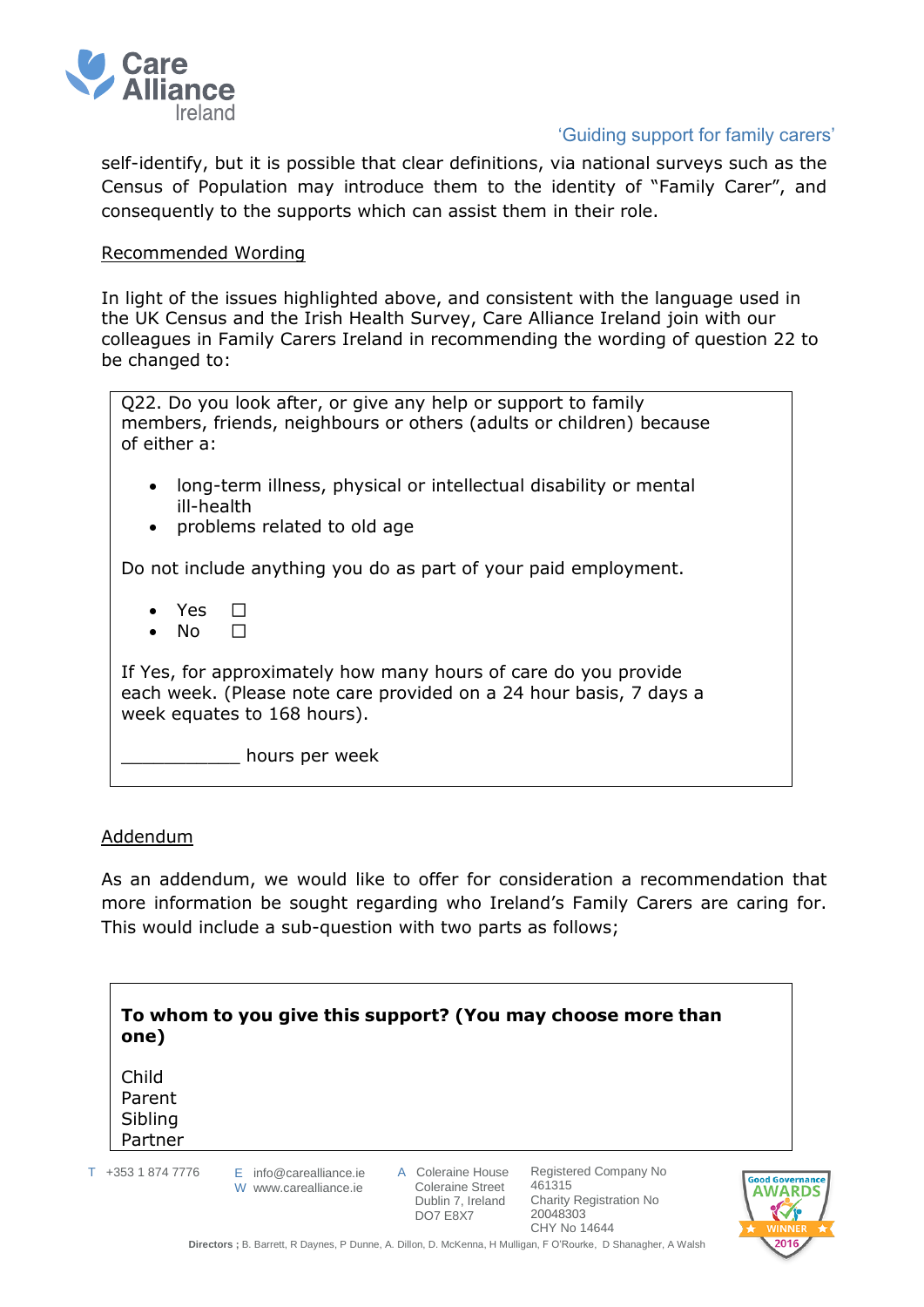self-identify, but it is possible that clear definitions, via national surveys such as the Census of Population may introduce them to the identity of "Family Carer", and consequently to the supports which can assist them in their role.

Recommended Wording

In light of the issues highlighted above, and consistent with the language used in the UK Census and the Irish Health Survey, Care Alliance Ireland join with our colleagues in Family Carers Ireland in recommending the wording of question 22 to be changed to:

> Q22. Do you look after, or give any help or support to family members, friends, neighbours or others (adults or children) because of either a:
>
> - long-term illness, physical or intellectual disability or mental ill-health
> - problems related to old age
>
> Do not include anything you do as part of your paid employment.
>
> - Yes ☐
> - No ☐
>
> If Yes, for approximately how many hours of care do you provide each week. (Please note care provided on a 24 hour basis, 7 days a week equates to 168 hours).
>
> ___________ hours per week

Addendum

As an addendum, we would like to offer for consideration a recommendation that more information be sought regarding who Ireland's Family Carers are caring for. This would include a sub-question with two parts as follows;

> **To whom to you give this support? (You may choose more than one)**
>
> Child
> Parent
> Sibling
> Partner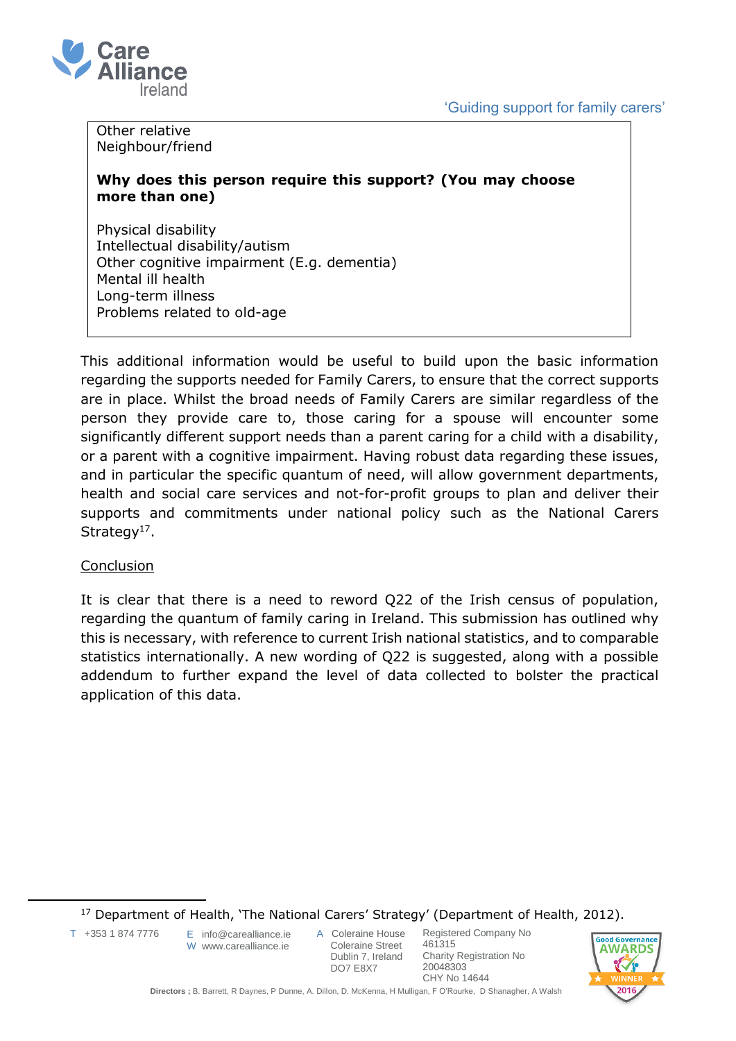Other relative
Neighbour/friend

**Why does this person require this support? (You may choose more than one)**

Physical disability
Intellectual disability/autism
Other cognitive impairment (E.g. dementia)
Mental ill health
Long-term illness
Problems related to old-age

This additional information would be useful to build upon the basic information regarding the supports needed for Family Carers, to ensure that the correct supports are in place. Whilst the broad needs of Family Carers are similar regardless of the person they provide care to, those caring for a spouse will encounter some significantly different support needs than a parent caring for a child with a disability, or a parent with a cognitive impairment. Having robust data regarding these issues, and in particular the specific quantum of need, will allow government departments, health and social care services and not-for-profit groups to plan and deliver their supports and commitments under national policy such as the National Carers Strategy[17].

## Conclusion

It is clear that there is a need to reword Q22 of the Irish census of population, regarding the quantum of family caring in Ireland. This submission has outlined why this is necessary, with reference to current Irish national statistics, and to comparable statistics internationally. A new wording of Q22 is suggested, along with a possible addendum to further expand the level of data collected to bolster the practical application of this data.

[17] Department of Health, 'The National Carers' Strategy' (Department of Health, 2012).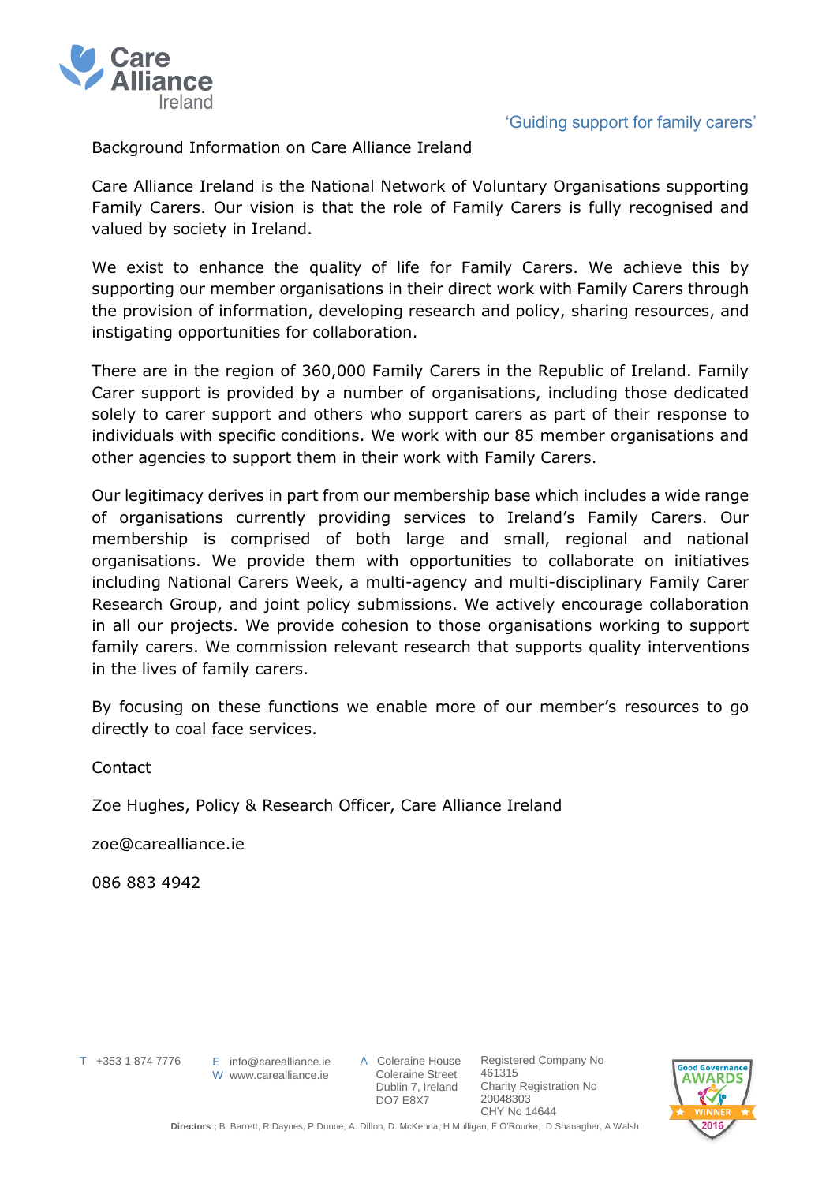Care Alliance Ireland

'Guiding support for family carers'

## Background Information on Care Alliance Ireland

Care Alliance Ireland is the National Network of Voluntary Organisations supporting Family Carers. Our vision is that the role of Family Carers is fully recognised and valued by society in Ireland.

We exist to enhance the quality of life for Family Carers. We achieve this by supporting our member organisations in their direct work with Family Carers through the provision of information, developing research and policy, sharing resources, and instigating opportunities for collaboration.

There are in the region of 360,000 Family Carers in the Republic of Ireland. Family Carer support is provided by a number of organisations, including those dedicated solely to carer support and others who support carers as part of their response to individuals with specific conditions. We work with our 85 member organisations and other agencies to support them in their work with Family Carers.

Our legitimacy derives in part from our membership base which includes a wide range of organisations currently providing services to Ireland's Family Carers. Our membership is comprised of both large and small, regional and national organisations. We provide them with opportunities to collaborate on initiatives including National Carers Week, a multi-agency and multi-disciplinary Family Carer Research Group, and joint policy submissions. We actively encourage collaboration in all our projects. We provide cohesion to those organisations working to support family carers. We commission relevant research that supports quality interventions in the lives of family carers.

By focusing on these functions we enable more of our member's resources to go directly to coal face services.

Contact

Zoe Hughes, Policy & Research Officer, Care Alliance Ireland

zoe@carealliance.ie

086 883 4942

T +353 1 874 7776
E info@carealliance.ie
W www.carealliance.ie
A Coleraine House, Coleraine Street, Dublin 7, Ireland, DO7 E8X7
Registered Company No 461315
Charity Registration No 20048303
CHY No 14644

Good Governance AWARDS WINNER 2016

**Directors ;** B. Barrett, R Daynes, P Dunne, A. Dillon, D. McKenna, H Mulligan, F O'Rourke, D Shanagher, A Walsh